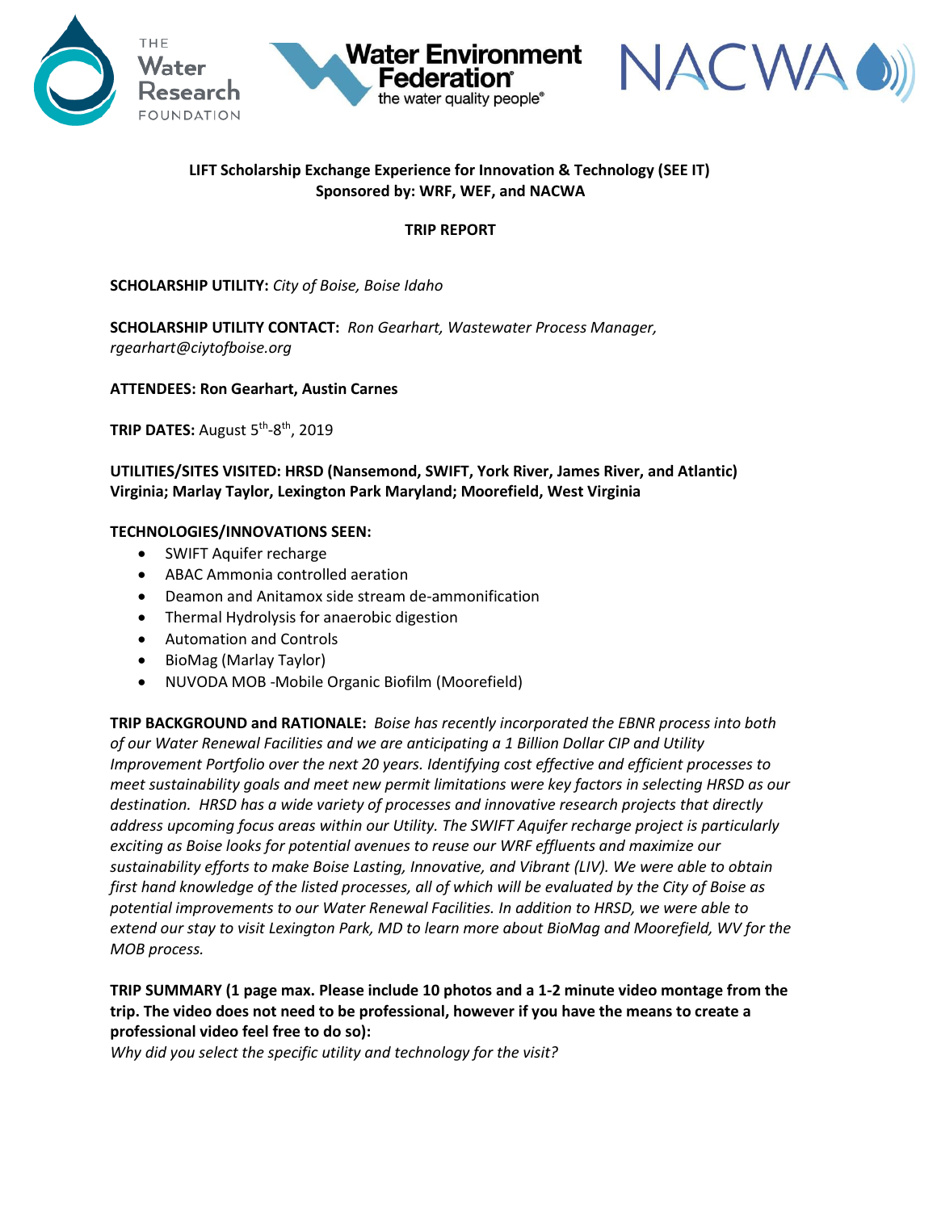**LIFT Scholarship Exchange Experience for Innovation & Technology (SEE IT)**
**Sponsored by: WRF, WEF, and NACWA**

**TRIP REPORT**

**SCHOLARSHIP UTILITY:** *City of Boise, Boise Idaho*

**SCHOLARSHIP UTILITY CONTACT:** *Ron Gearhart, Wastewater Process Manager, rgearhart@ciytofboise.org*

**ATTENDEES: Ron Gearhart, Austin Carnes**

**TRIP DATES:** August 5th-8th, 2019

**UTILITIES/SITES VISITED: HRSD (Nansemond, SWIFT, York River, James River, and Atlantic) Virginia; Marlay Taylor, Lexington Park Maryland; Moorefield, West Virginia**

**TECHNOLOGIES/INNOVATIONS SEEN:**

- SWIFT Aquifer recharge
- ABAC Ammonia controlled aeration
- Deamon and Anitamox side stream de-ammonification
- Thermal Hydrolysis for anaerobic digestion
- Automation and Controls
- BioMag (Marlay Taylor)
- NUVODA MOB -Mobile Organic Biofilm (Moorefield)

**TRIP BACKGROUND and RATIONALE:** *Boise has recently incorporated the EBNR process into both of our Water Renewal Facilities and we are anticipating a 1 Billion Dollar CIP and Utility Improvement Portfolio over the next 20 years. Identifying cost effective and efficient processes to meet sustainability goals and meet new permit limitations were key factors in selecting HRSD as our destination. HRSD has a wide variety of processes and innovative research projects that directly address upcoming focus areas within our Utility. The SWIFT Aquifer recharge project is particularly exciting as Boise looks for potential avenues to reuse our WRF effluents and maximize our sustainability efforts to make Boise Lasting, Innovative, and Vibrant (LIV). We were able to obtain first hand knowledge of the listed processes, all of which will be evaluated by the City of Boise as potential improvements to our Water Renewal Facilities. In addition to HRSD, we were able to extend our stay to visit Lexington Park, MD to learn more about BioMag and Moorefield, WV for the MOB process.*

**TRIP SUMMARY (1 page max. Please include 10 photos and a 1-2 minute video montage from the trip. The video does not need to be professional, however if you have the means to create a professional video feel free to do so):**

*Why did you select the specific utility and technology for the visit?*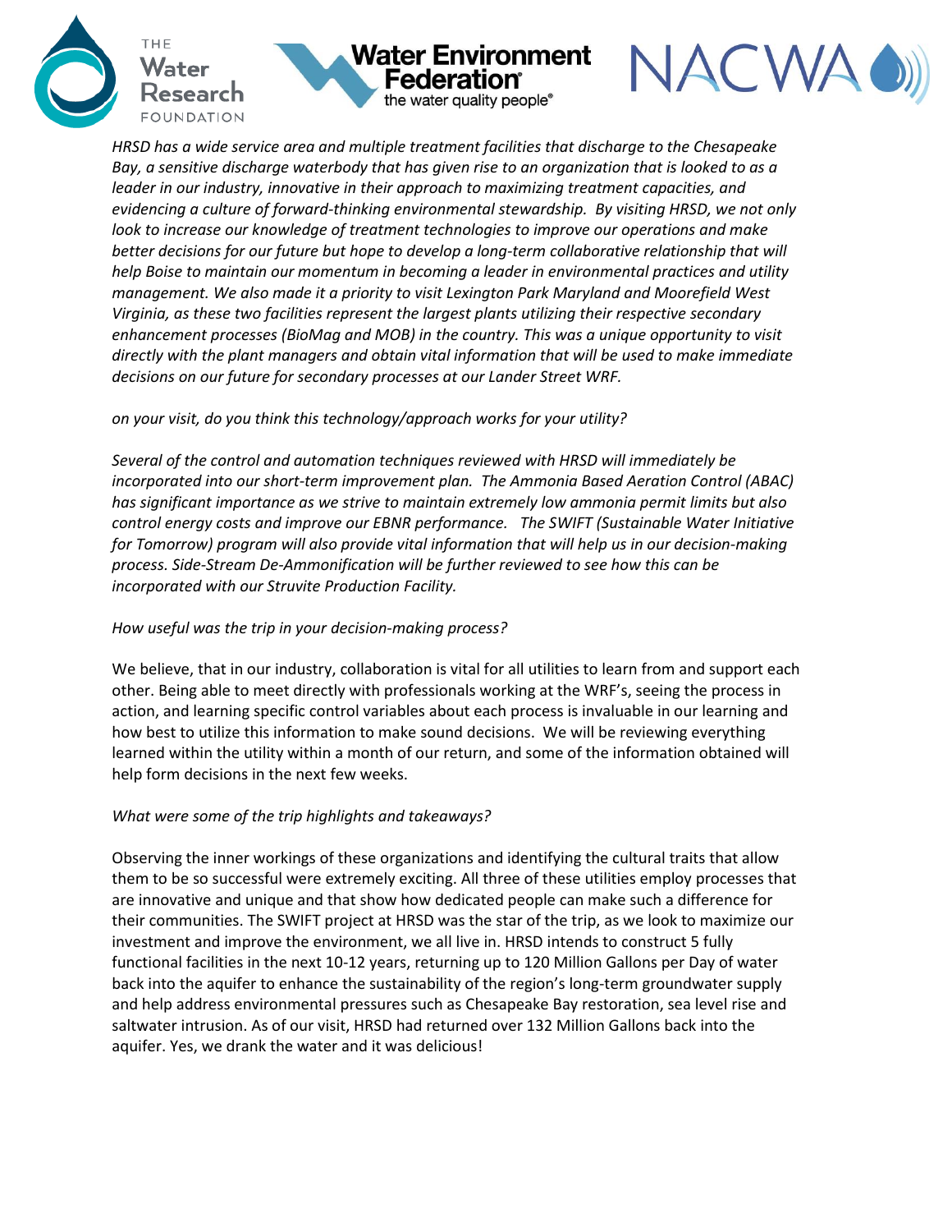*HRSD has a wide service area and multiple treatment facilities that discharge to the Chesapeake Bay, a sensitive discharge waterbody that has given rise to an organization that is looked to as a leader in our industry, innovative in their approach to maximizing treatment capacities, and evidencing a culture of forward-thinking environmental stewardship. By visiting HRSD, we not only look to increase our knowledge of treatment technologies to improve our operations and make better decisions for our future but hope to develop a long-term collaborative relationship that will help Boise to maintain our momentum in becoming a leader in environmental practices and utility management. We also made it a priority to visit Lexington Park Maryland and Moorefield West Virginia, as these two facilities represent the largest plants utilizing their respective secondary enhancement processes (BioMag and MOB) in the country. This was a unique opportunity to visit directly with the plant managers and obtain vital information that will be used to make immediate decisions on our future for secondary processes at our Lander Street WRF.*

*on your visit, do you think this technology/approach works for your utility?*

*Several of the control and automation techniques reviewed with HRSD will immediately be incorporated into our short-term improvement plan. The Ammonia Based Aeration Control (ABAC) has significant importance as we strive to maintain extremely low ammonia permit limits but also control energy costs and improve our EBNR performance. The SWIFT (Sustainable Water Initiative for Tomorrow) program will also provide vital information that will help us in our decision-making process. Side-Stream De-Ammonification will be further reviewed to see how this can be incorporated with our Struvite Production Facility.*

*How useful was the trip in your decision-making process?*

We believe, that in our industry, collaboration is vital for all utilities to learn from and support each other. Being able to meet directly with professionals working at the WRF's, seeing the process in action, and learning specific control variables about each process is invaluable in our learning and how best to utilize this information to make sound decisions. We will be reviewing everything learned within the utility within a month of our return, and some of the information obtained will help form decisions in the next few weeks.

*What were some of the trip highlights and takeaways?*

Observing the inner workings of these organizations and identifying the cultural traits that allow them to be so successful were extremely exciting. All three of these utilities employ processes that are innovative and unique and that show how dedicated people can make such a difference for their communities. The SWIFT project at HRSD was the star of the trip, as we look to maximize our investment and improve the environment, we all live in. HRSD intends to construct 5 fully functional facilities in the next 10-12 years, returning up to 120 Million Gallons per Day of water back into the aquifer to enhance the sustainability of the region's long-term groundwater supply and help address environmental pressures such as Chesapeake Bay restoration, sea level rise and saltwater intrusion. As of our visit, HRSD had returned over 132 Million Gallons back into the aquifer. Yes, we drank the water and it was delicious!